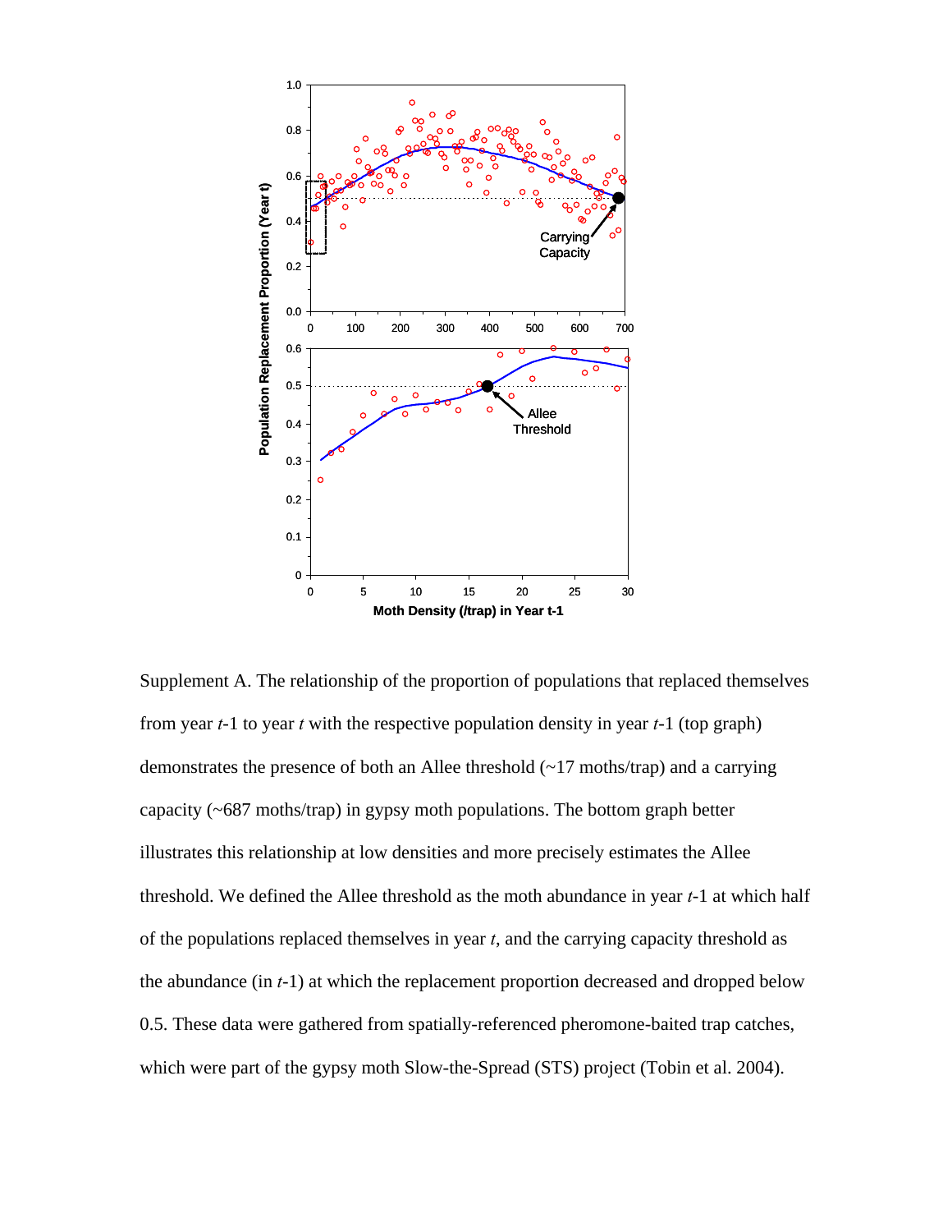Supplement A. The relationship of the proportion of populations that replaced themselves from year *t*-1 to year *t* with the respective population density in year *t*-1 (top graph) demonstrates the presence of both an Allee threshold (~17 moths/trap) and a carrying capacity (~687 moths/trap) in gypsy moth populations. The bottom graph better illustrates this relationship at low densities and more precisely estimates the Allee threshold. We defined the Allee threshold as the moth abundance in year *t*-1 at which half of the populations replaced themselves in year *t*, and the carrying capacity threshold as the abundance (in *t*-1) at which the replacement proportion decreased and dropped below 0.5. These data were gathered from spatially-referenced pheromone-baited trap catches, which were part of the gypsy moth Slow-the-Spread (STS) project (Tobin et al. 2004).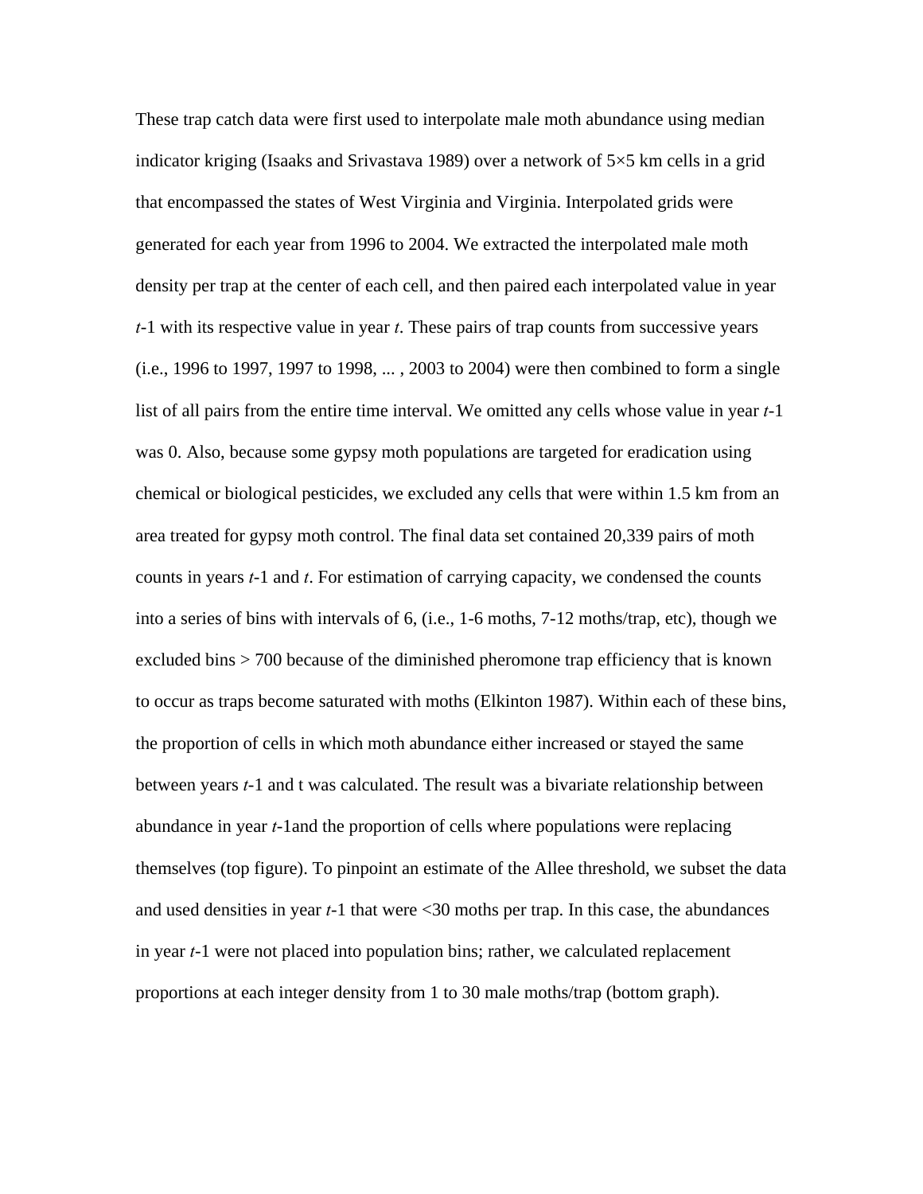These trap catch data were first used to interpolate male moth abundance using median indicator kriging (Isaaks and Srivastava 1989) over a network of 5×5 km cells in a grid that encompassed the states of West Virginia and Virginia. Interpolated grids were generated for each year from 1996 to 2004. We extracted the interpolated male moth density per trap at the center of each cell, and then paired each interpolated value in year *t*-1 with its respective value in year *t*. These pairs of trap counts from successive years (i.e., 1996 to 1997, 1997 to 1998, ... , 2003 to 2004) were then combined to form a single list of all pairs from the entire time interval. We omitted any cells whose value in year *t*-1 was 0. Also, because some gypsy moth populations are targeted for eradication using chemical or biological pesticides, we excluded any cells that were within 1.5 km from an area treated for gypsy moth control. The final data set contained 20,339 pairs of moth counts in years *t*-1 and *t*. For estimation of carrying capacity, we condensed the counts into a series of bins with intervals of 6, (i.e., 1-6 moths, 7-12 moths/trap, etc), though we excluded bins > 700 because of the diminished pheromone trap efficiency that is known to occur as traps become saturated with moths (Elkinton 1987). Within each of these bins, the proportion of cells in which moth abundance either increased or stayed the same between years *t*-1 and t was calculated. The result was a bivariate relationship between abundance in year *t*-1and the proportion of cells where populations were replacing themselves (top figure). To pinpoint an estimate of the Allee threshold, we subset the data and used densities in year *t*-1 that were <30 moths per trap. In this case, the abundances in year *t*-1 were not placed into population bins; rather, we calculated replacement proportions at each integer density from 1 to 30 male moths/trap (bottom graph).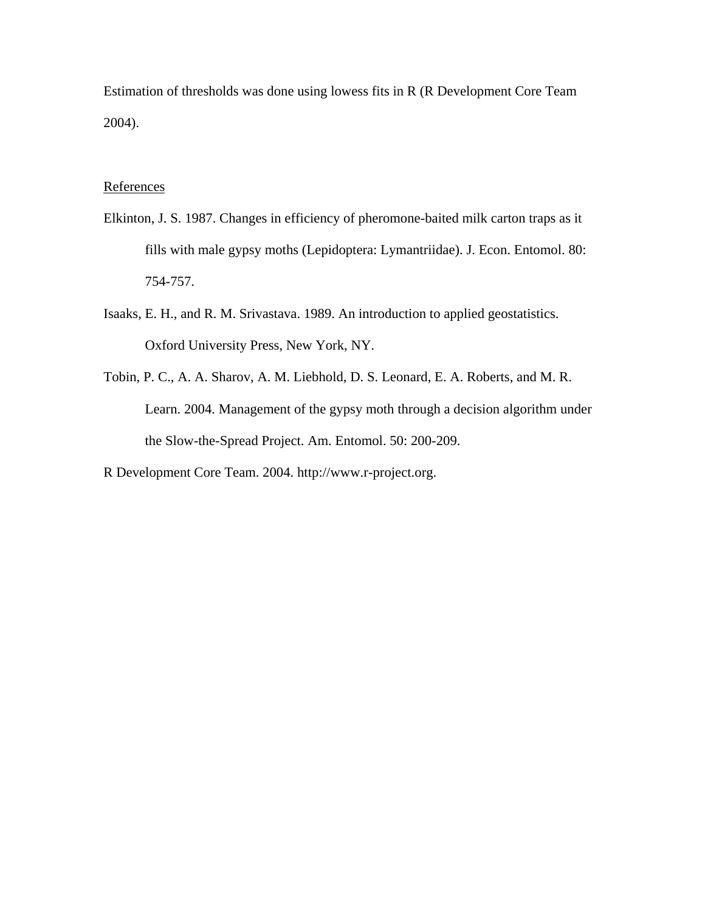Estimation of thresholds was done using lowess fits in R (R Development Core Team 2004).

References

Elkinton, J. S. 1987. Changes in efficiency of pheromone-baited milk carton traps as it fills with male gypsy moths (Lepidoptera: Lymantriidae). J. Econ. Entomol. 80: 754-757.

Isaaks, E. H., and R. M. Srivastava. 1989. An introduction to applied geostatistics. Oxford University Press, New York, NY.

Tobin, P. C., A. A. Sharov, A. M. Liebhold, D. S. Leonard, E. A. Roberts, and M. R. Learn. 2004. Management of the gypsy moth through a decision algorithm under the Slow-the-Spread Project. Am. Entomol. 50: 200-209.

R Development Core Team. 2004. http://www.r-project.org.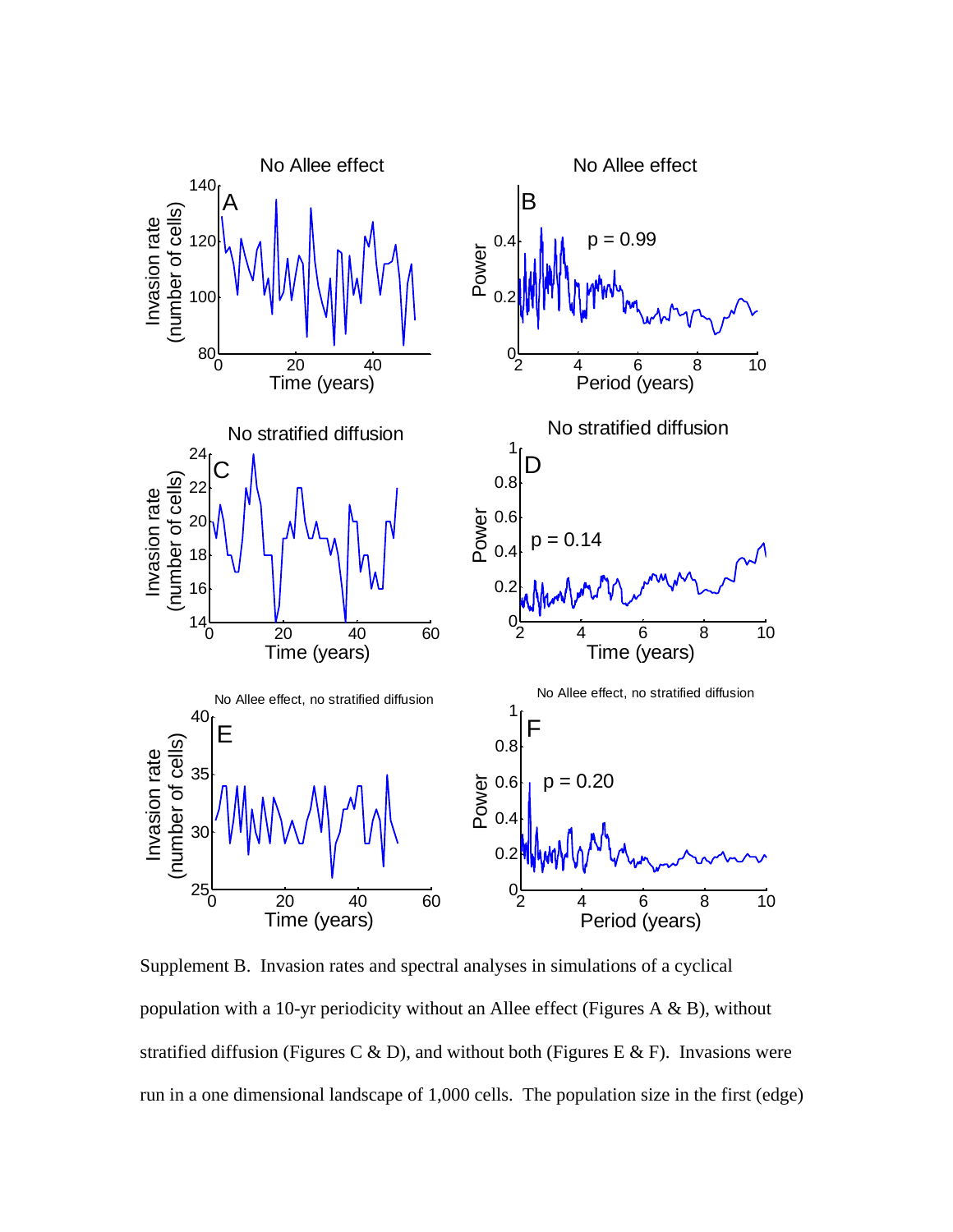Supplement B. Invasion rates and spectral analyses in simulations of a cyclical population with a 10-yr periodicity without an Allee effect (Figures A & B), without stratified diffusion (Figures C & D), and without both (Figures E & F). Invasions were run in a one dimensional landscape of 1,000 cells. The population size in the first (edge)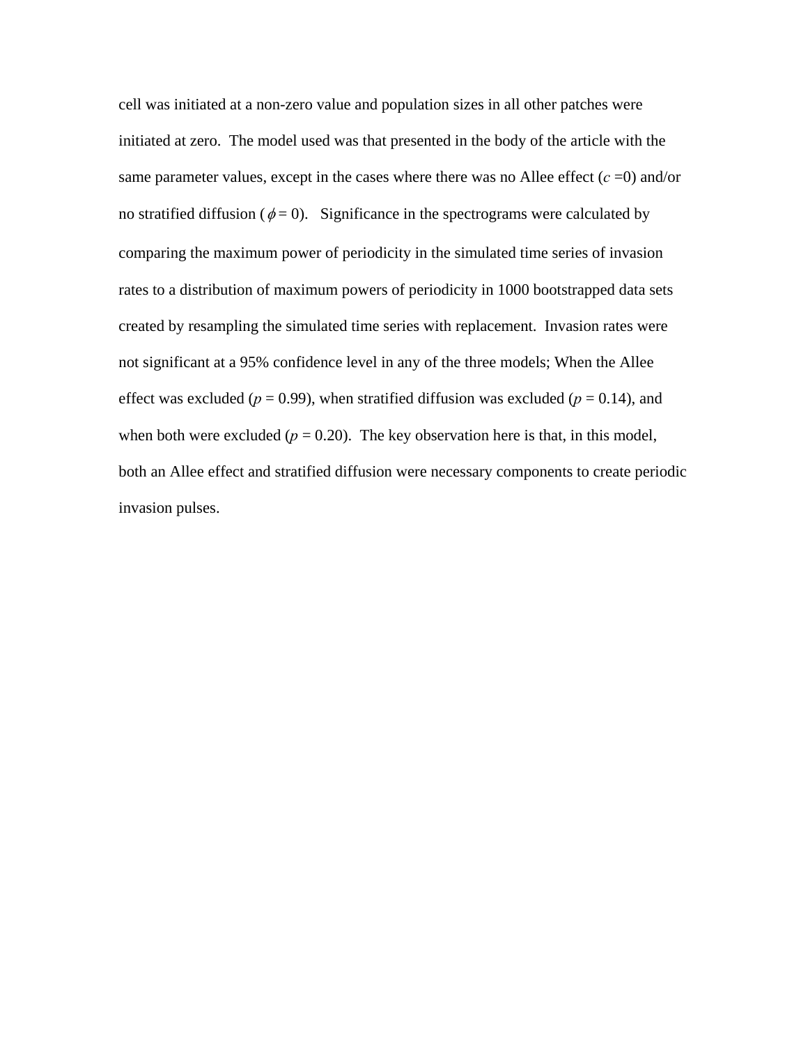cell was initiated at a non-zero value and population sizes in all other patches were initiated at zero. The model used was that presented in the body of the article with the same parameter values, except in the cases where there was no Allee effect ($c$ =0) and/or no stratified diffusion ($\phi = 0$). Significance in the spectrograms were calculated by comparing the maximum power of periodicity in the simulated time series of invasion rates to a distribution of maximum powers of periodicity in 1000 bootstrapped data sets created by resampling the simulated time series with replacement. Invasion rates were not significant at a 95% confidence level in any of the three models; When the Allee effect was excluded ($p$ = 0.99), when stratified diffusion was excluded ($p$ = 0.14), and when both were excluded ($p$ = 0.20). The key observation here is that, in this model, both an Allee effect and stratified diffusion were necessary components to create periodic invasion pulses.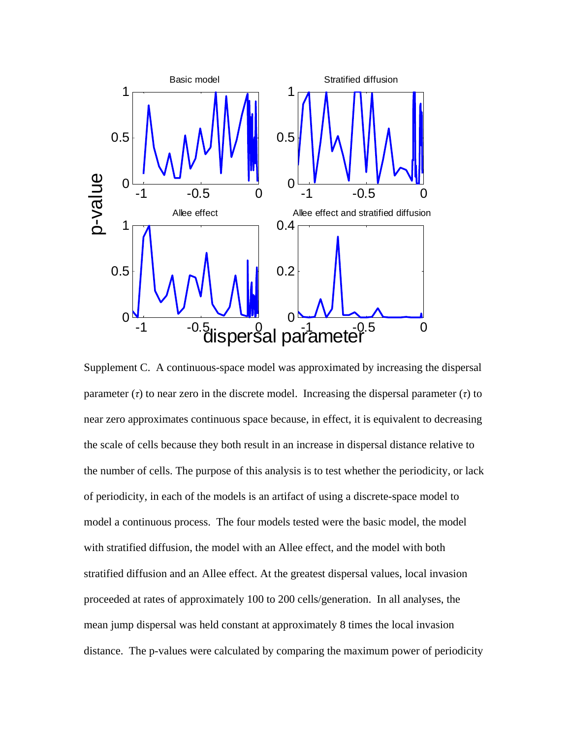Supplement C. A continuous-space model was approximated by increasing the dispersal parameter ($\tau$) to near zero in the discrete model. Increasing the dispersal parameter ($\tau$) to near zero approximates continuous space because, in effect, it is equivalent to decreasing the scale of cells because they both result in an increase in dispersal distance relative to the number of cells. The purpose of this analysis is to test whether the periodicity, or lack of periodicity, in each of the models is an artifact of using a discrete-space model to model a continuous process. The four models tested were the basic model, the model with stratified diffusion, the model with an Allee effect, and the model with both stratified diffusion and an Allee effect. At the greatest dispersal values, local invasion proceeded at rates of approximately 100 to 200 cells/generation. In all analyses, the mean jump dispersal was held constant at approximately 8 times the local invasion distance. The p-values were calculated by comparing the maximum power of periodicity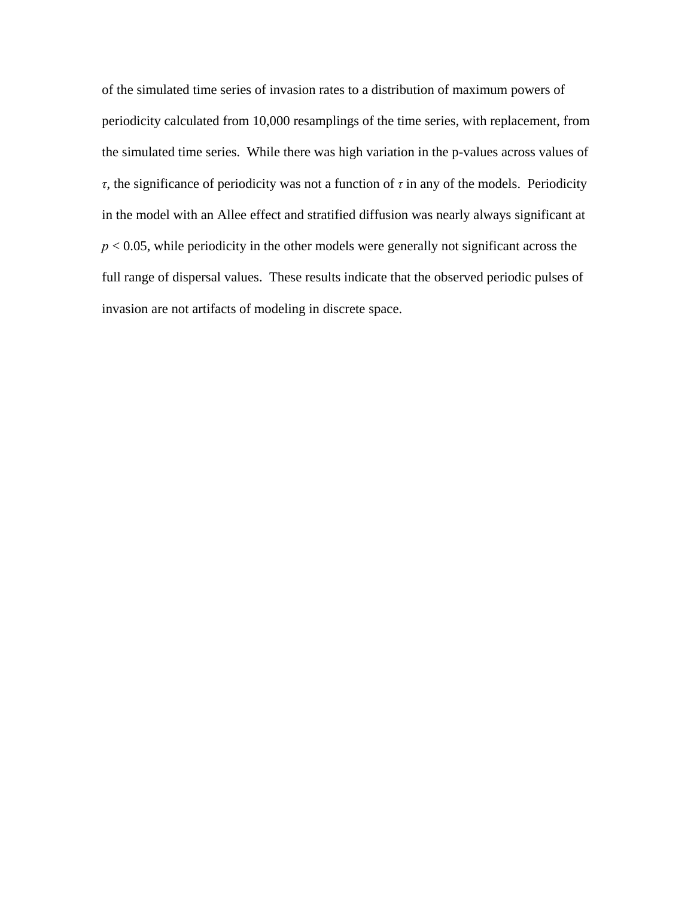of the simulated time series of invasion rates to a distribution of maximum powers of periodicity calculated from 10,000 resamplings of the time series, with replacement, from the simulated time series. While there was high variation in the p-values across values of $\tau$, the significance of periodicity was not a function of $\tau$ in any of the models. Periodicity in the model with an Allee effect and stratified diffusion was nearly always significant at $p < 0.05$, while periodicity in the other models were generally not significant across the full range of dispersal values. These results indicate that the observed periodic pulses of invasion are not artifacts of modeling in discrete space.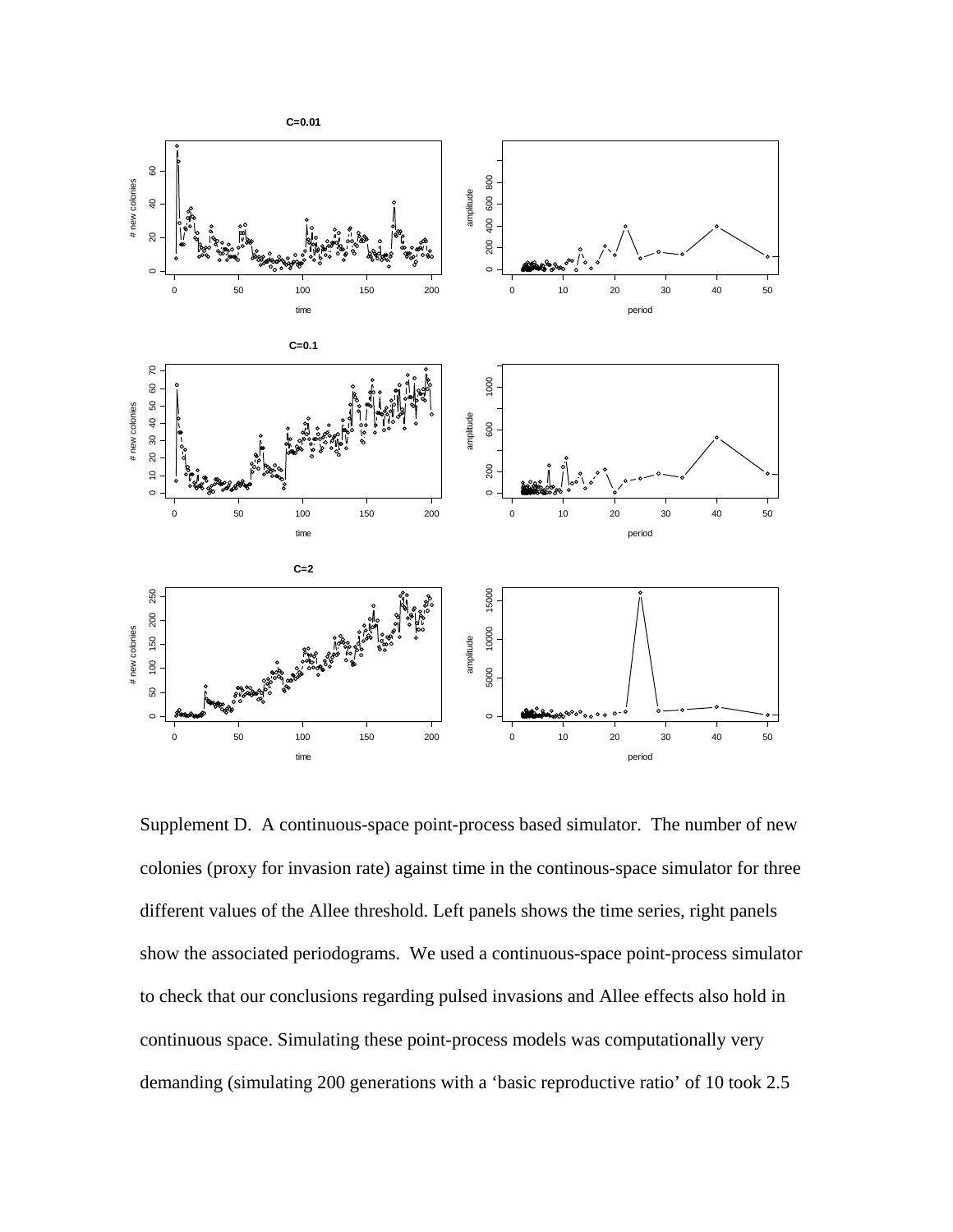Supplement D. A continuous-space point-process based simulator. The number of new colonies (proxy for invasion rate) against time in the continous-space simulator for three different values of the Allee threshold. Left panels shows the time series, right panels show the associated periodograms. We used a continuous-space point-process simulator to check that our conclusions regarding pulsed invasions and Allee effects also hold in continuous space. Simulating these point-process models was computationally very demanding (simulating 200 generations with a 'basic reproductive ratio' of 10 took 2.5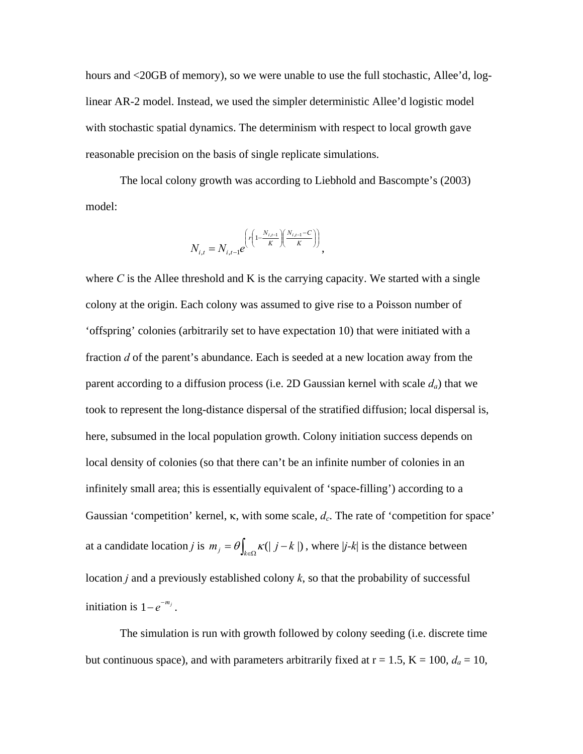hours and <20GB of memory), so we were unable to use the full stochastic, Allee'd, log-linear AR-2 model. Instead, we used the simpler deterministic Allee'd logistic model with stochastic spatial dynamics. The determinism with respect to local growth gave reasonable precision on the basis of single replicate simulations.

The local colony growth was according to Liebhold and Bascompte's (2003) model:

$$N_{i,t} = N_{i,t-1} e^{\left( r\left(1-\frac{N_{i,t-1}}{K}\right)\left(\frac{N_{i,t-1}-C}{K}\right)\right)},$$

where $C$ is the Allee threshold and K is the carrying capacity. We started with a single colony at the origin. Each colony was assumed to give rise to a Poisson number of 'offspring' colonies (arbitrarily set to have expectation 10) that were initiated with a fraction $d$ of the parent's abundance. Each is seeded at a new location away from the parent according to a diffusion process (i.e. 2D Gaussian kernel with scale $d_a$) that we took to represent the long-distance dispersal of the stratified diffusion; local dispersal is, here, subsumed in the local population growth. Colony initiation success depends on local density of colonies (so that there can't be an infinite number of colonies in an infinitely small area; this is essentially equivalent of 'space-filling') according to a Gaussian 'competition' kernel, κ, with some scale, $d_c$. The rate of 'competition for space' at a candidate location $j$ is $m_j = \theta \int_{k \in \Omega} \kappa(|\, j-k\,|)$, where $|j\text{-}k|$ is the distance between location $j$ and a previously established colony $k$, so that the probability of successful initiation is $1-e^{-m_j}$.

The simulation is run with growth followed by colony seeding (i.e. discrete time but continuous space), and with parameters arbitrarily fixed at r = 1.5, K = 100, $d_a$ = 10,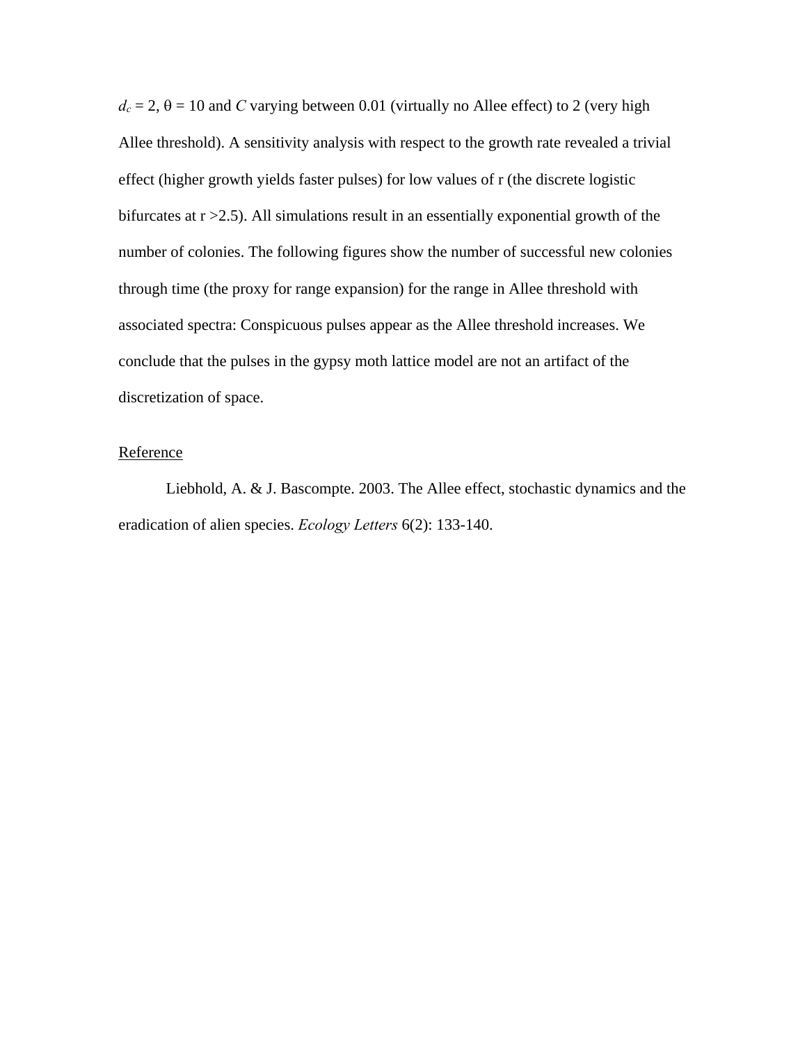$d_c = 2$, $\theta = 10$ and $C$ varying between 0.01 (virtually no Allee effect) to 2 (very high Allee threshold). A sensitivity analysis with respect to the growth rate revealed a trivial effect (higher growth yields faster pulses) for low values of r (the discrete logistic bifurcates at $r > 2.5$). All simulations result in an essentially exponential growth of the number of colonies. The following figures show the number of successful new colonies through time (the proxy for range expansion) for the range in Allee threshold with associated spectra: Conspicuous pulses appear as the Allee threshold increases. We conclude that the pulses in the gypsy moth lattice model are not an artifact of the discretization of space.

Reference

Liebhold, A. & J. Bascompte. 2003. The Allee effect, stochastic dynamics and the eradication of alien species. *Ecology Letters* 6(2): 133-140.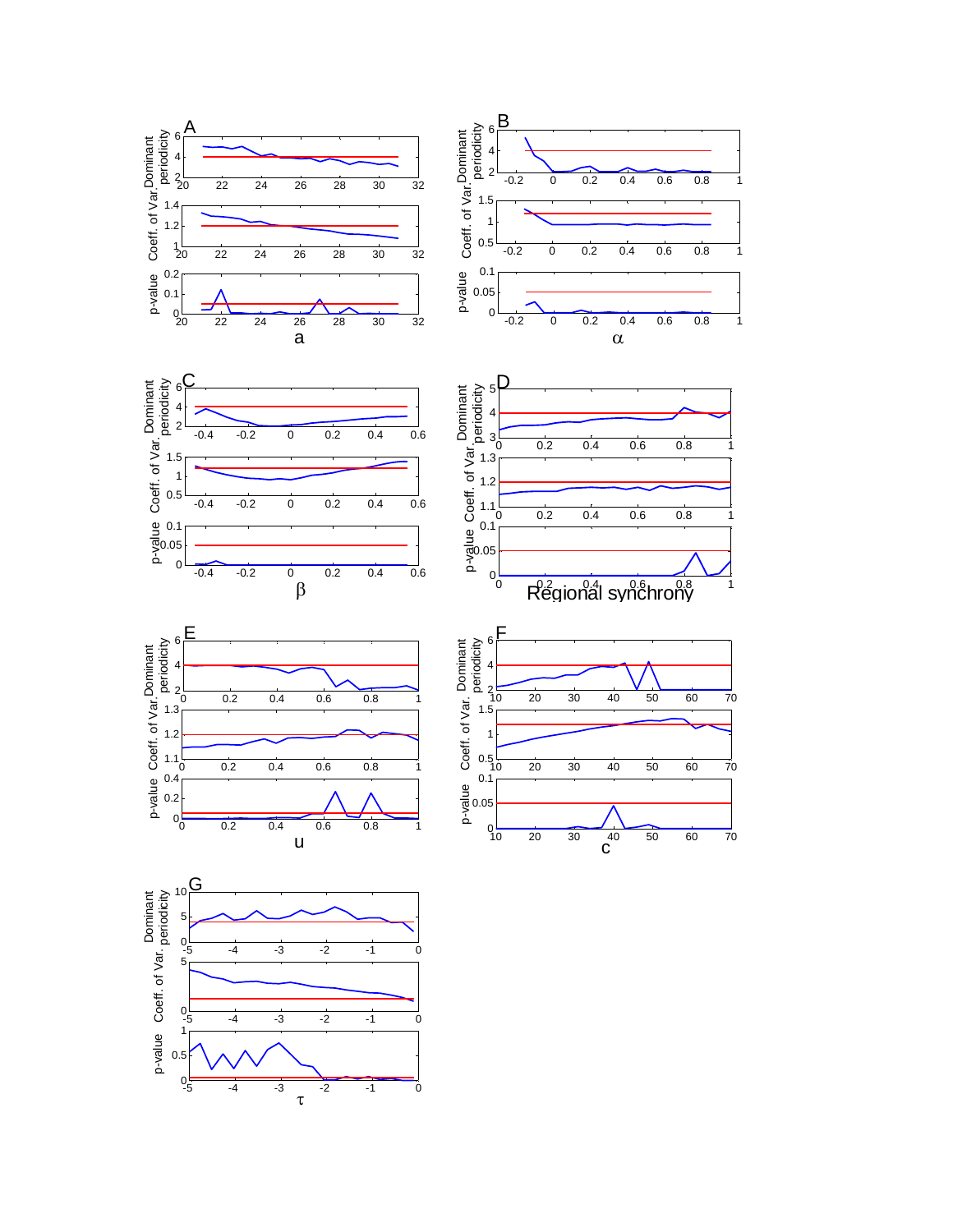A

Dominant periodicity

Coeff. of Var.

p-value

a

B

Dominant periodicity

Coeff. of Var.

p-value

α

C

Dominant periodicity

Coeff. of Var.

p-value

β

D

Dominant periodicity

Coeff. of Var.

p-value

Regional synchrony

E

Dominant periodicity

Coeff. of Var.

p-value

u

F

Dominant periodicity

Coeff. of Var.

p-value

c

G

Dominant periodicity

Coeff. of Var.

p-value

τ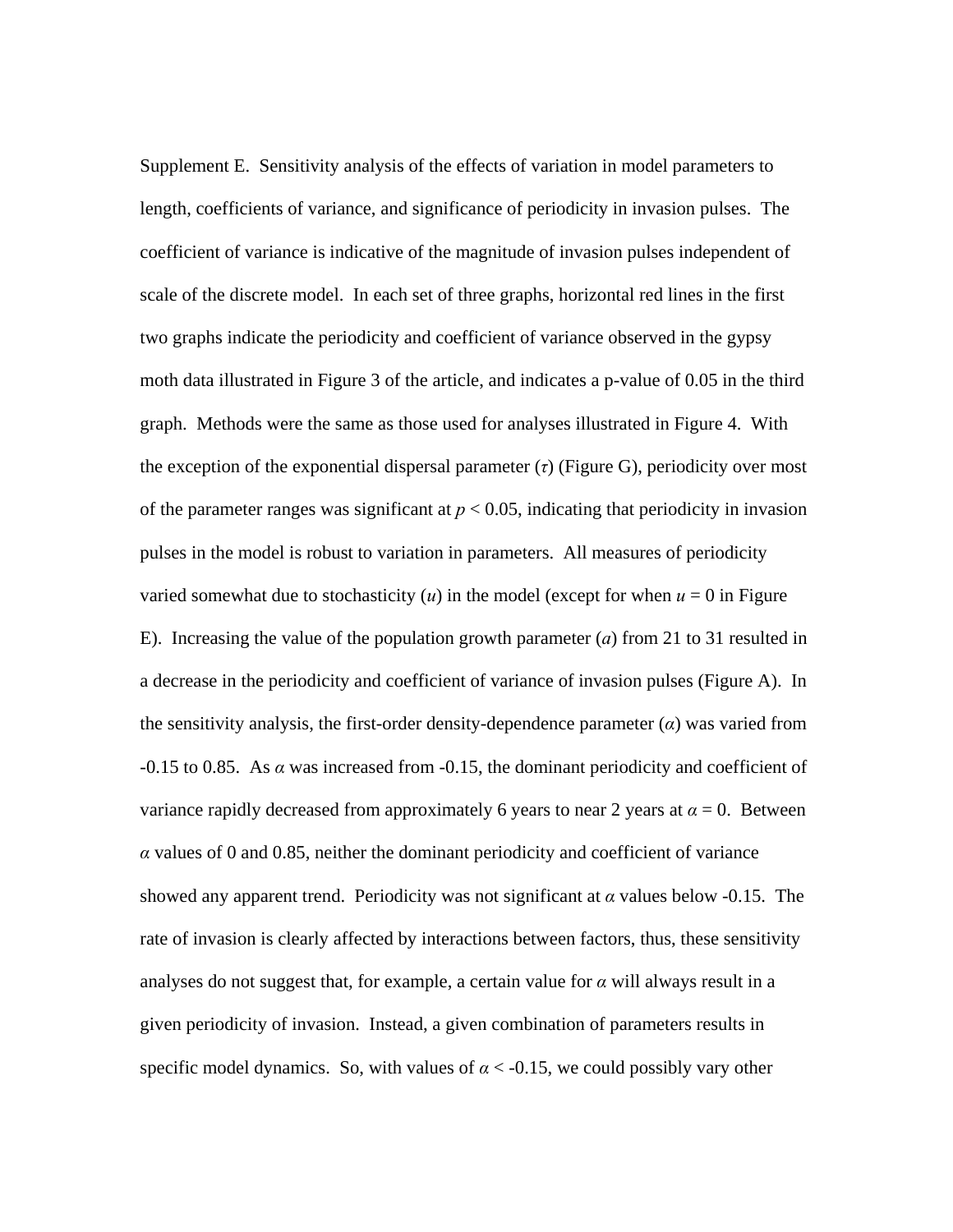Supplement E. Sensitivity analysis of the effects of variation in model parameters to length, coefficients of variance, and significance of periodicity in invasion pulses. The coefficient of variance is indicative of the magnitude of invasion pulses independent of scale of the discrete model. In each set of three graphs, horizontal red lines in the first two graphs indicate the periodicity and coefficient of variance observed in the gypsy moth data illustrated in Figure 3 of the article, and indicates a p-value of 0.05 in the third graph. Methods were the same as those used for analyses illustrated in Figure 4. With the exception of the exponential dispersal parameter ($\tau$) (Figure G), periodicity over most of the parameter ranges was significant at $p < 0.05$, indicating that periodicity in invasion pulses in the model is robust to variation in parameters. All measures of periodicity varied somewhat due to stochasticity ($u$) in the model (except for when $u = 0$ in Figure E). Increasing the value of the population growth parameter ($a$) from 21 to 31 resulted in a decrease in the periodicity and coefficient of variance of invasion pulses (Figure A). In the sensitivity analysis, the first-order density-dependence parameter ($\alpha$) was varied from -0.15 to 0.85. As $\alpha$ was increased from -0.15, the dominant periodicity and coefficient of variance rapidly decreased from approximately 6 years to near 2 years at $\alpha = 0$. Between $\alpha$ values of 0 and 0.85, neither the dominant periodicity and coefficient of variance showed any apparent trend. Periodicity was not significant at $\alpha$ values below -0.15. The rate of invasion is clearly affected by interactions between factors, thus, these sensitivity analyses do not suggest that, for example, a certain value for $\alpha$ will always result in a given periodicity of invasion. Instead, a given combination of parameters results in specific model dynamics. So, with values of $\alpha < -0.15$, we could possibly vary other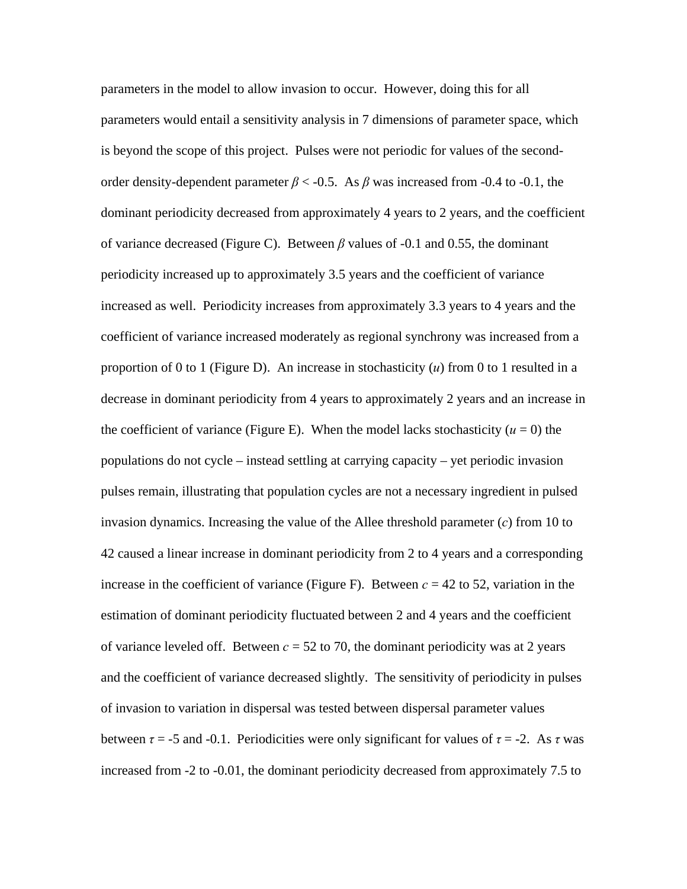parameters in the model to allow invasion to occur. However, doing this for all parameters would entail a sensitivity analysis in 7 dimensions of parameter space, which is beyond the scope of this project. Pulses were not periodic for values of the second-order density-dependent parameter $\beta < -0.5$. As $\beta$ was increased from -0.4 to -0.1, the dominant periodicity decreased from approximately 4 years to 2 years, and the coefficient of variance decreased (Figure C). Between $\beta$ values of -0.1 and 0.55, the dominant periodicity increased up to approximately 3.5 years and the coefficient of variance increased as well. Periodicity increases from approximately 3.3 years to 4 years and the coefficient of variance increased moderately as regional synchrony was increased from a proportion of 0 to 1 (Figure D). An increase in stochasticity ($u$) from 0 to 1 resulted in a decrease in dominant periodicity from 4 years to approximately 2 years and an increase in the coefficient of variance (Figure E). When the model lacks stochasticity ($u = 0$) the populations do not cycle – instead settling at carrying capacity – yet periodic invasion pulses remain, illustrating that population cycles are not a necessary ingredient in pulsed invasion dynamics. Increasing the value of the Allee threshold parameter ($c$) from 10 to 42 caused a linear increase in dominant periodicity from 2 to 4 years and a corresponding increase in the coefficient of variance (Figure F). Between $c$ = 42 to 52, variation in the estimation of dominant periodicity fluctuated between 2 and 4 years and the coefficient of variance leveled off. Between $c$ = 52 to 70, the dominant periodicity was at 2 years and the coefficient of variance decreased slightly. The sensitivity of periodicity in pulses of invasion to variation in dispersal was tested between dispersal parameter values between $\tau$ = -5 and -0.1. Periodicities were only significant for values of $\tau$ = -2. As $\tau$ was increased from -2 to -0.01, the dominant periodicity decreased from approximately 7.5 to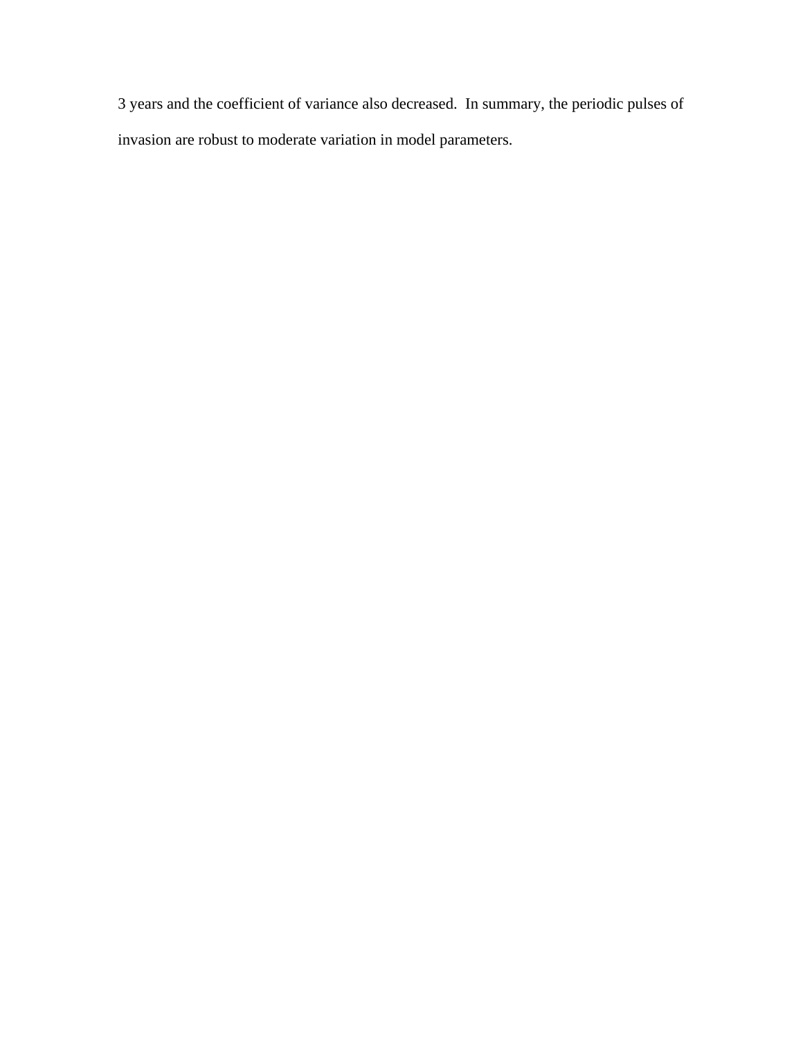3 years and the coefficient of variance also decreased.  In summary, the periodic pulses of invasion are robust to moderate variation in model parameters.